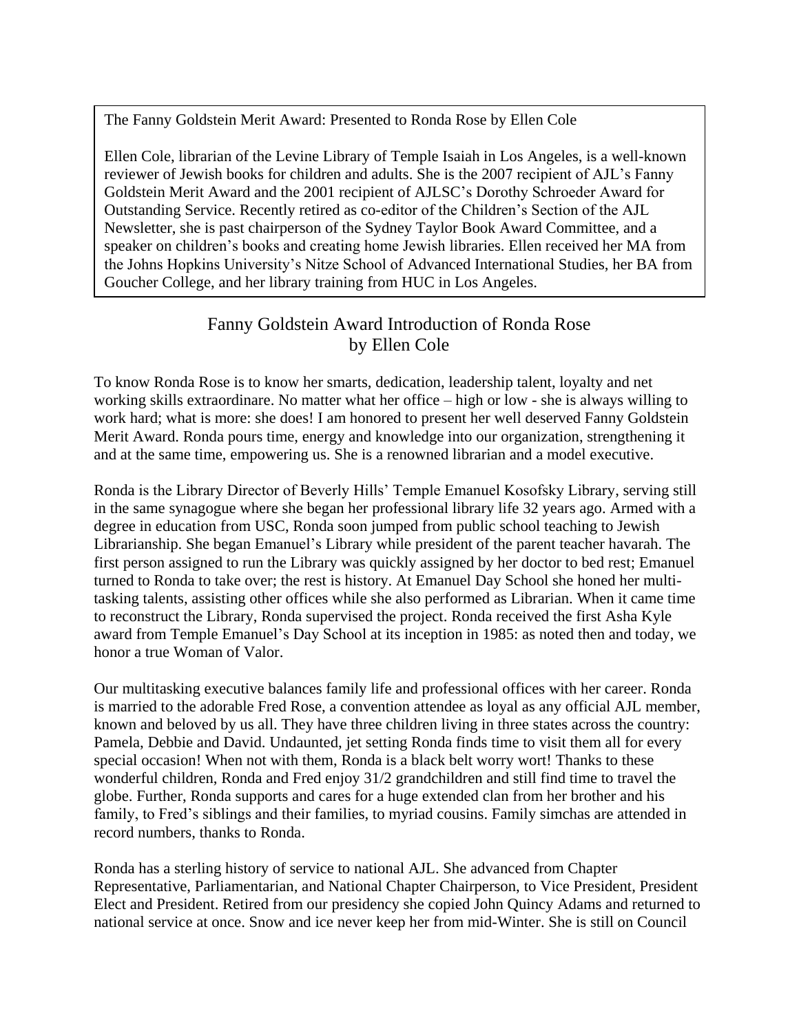The Fanny Goldstein Merit Award: Presented to Ronda Rose by Ellen Cole

Ellen Cole, librarian of the Levine Library of Temple Isaiah in Los Angeles, is a well-known reviewer of Jewish books for children and adults. She is the 2007 recipient of AJL's Fanny Goldstein Merit Award and the 2001 recipient of AJLSC's Dorothy Schroeder Award for Outstanding Service. Recently retired as co-editor of the Children's Section of the AJL Newsletter, she is past chairperson of the Sydney Taylor Book Award Committee, and a speaker on children's books and creating home Jewish libraries. Ellen received her MA from the Johns Hopkins University's Nitze School of Advanced International Studies, her BA from Goucher College, and her library training from HUC in Los Angeles.

## Fanny Goldstein Award Introduction of Ronda Rose
## by Ellen Cole

To know Ronda Rose is to know her smarts, dedication, leadership talent, loyalty and net working skills extraordinare. No matter what her office – high or low - she is always willing to work hard; what is more: she does! I am honored to present her well deserved Fanny Goldstein Merit Award. Ronda pours time, energy and knowledge into our organization, strengthening it and at the same time, empowering us. She is a renowned librarian and a model executive.

Ronda is the Library Director of Beverly Hills' Temple Emanuel Kosofsky Library, serving still in the same synagogue where she began her professional library life 32 years ago. Armed with a degree in education from USC, Ronda soon jumped from public school teaching to Jewish Librarianship. She began Emanuel's Library while president of the parent teacher havarah. The first person assigned to run the Library was quickly assigned by her doctor to bed rest; Emanuel turned to Ronda to take over; the rest is history. At Emanuel Day School she honed her multi-tasking talents, assisting other offices while she also performed as Librarian. When it came time to reconstruct the Library, Ronda supervised the project. Ronda received the first Asha Kyle award from Temple Emanuel's Day School at its inception in 1985: as noted then and today, we honor a true Woman of Valor.

Our multitasking executive balances family life and professional offices with her career. Ronda is married to the adorable Fred Rose, a convention attendee as loyal as any official AJL member, known and beloved by us all. They have three children living in three states across the country: Pamela, Debbie and David. Undaunted, jet setting Ronda finds time to visit them all for every special occasion! When not with them, Ronda is a black belt worry wort! Thanks to these wonderful children, Ronda and Fred enjoy 31/2 grandchildren and still find time to travel the globe. Further, Ronda supports and cares for a huge extended clan from her brother and his family, to Fred's siblings and their families, to myriad cousins. Family simchas are attended in record numbers, thanks to Ronda.

Ronda has a sterling history of service to national AJL. She advanced from Chapter Representative, Parliamentarian, and National Chapter Chairperson, to Vice President, President Elect and President. Retired from our presidency she copied John Quincy Adams and returned to national service at once. Snow and ice never keep her from mid-Winter. She is still on Council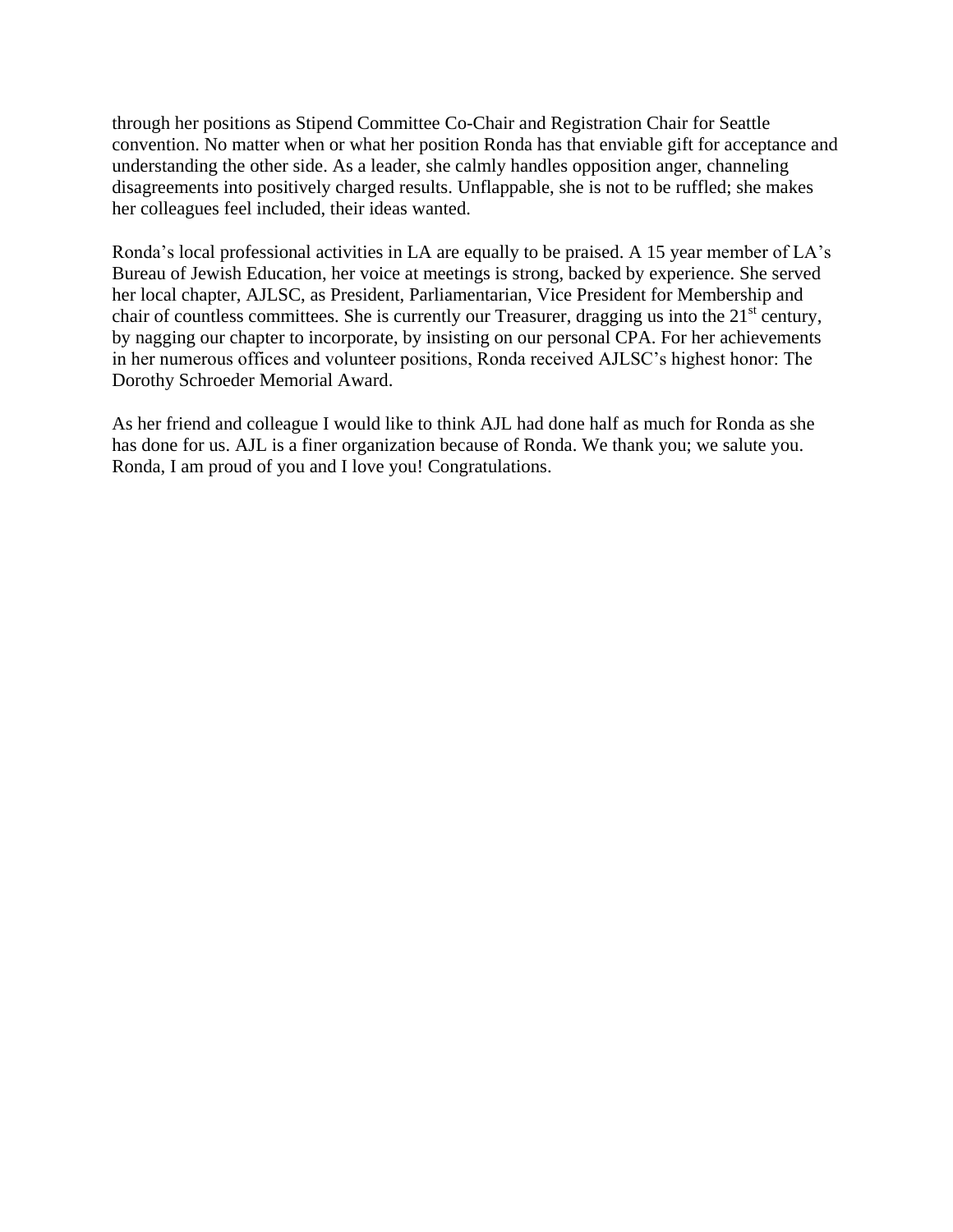through her positions as Stipend Committee Co-Chair and Registration Chair for Seattle convention. No matter when or what her position Ronda has that enviable gift for acceptance and understanding the other side. As a leader, she calmly handles opposition anger, channeling disagreements into positively charged results. Unflappable, she is not to be ruffled; she makes her colleagues feel included, their ideas wanted.

Ronda's local professional activities in LA are equally to be praised. A 15 year member of LA's Bureau of Jewish Education, her voice at meetings is strong, backed by experience. She served her local chapter, AJLSC, as President, Parliamentarian, Vice President for Membership and chair of countless committees. She is currently our Treasurer, dragging us into the 21st century, by nagging our chapter to incorporate, by insisting on our personal CPA. For her achievements in her numerous offices and volunteer positions, Ronda received AJLSC's highest honor: The Dorothy Schroeder Memorial Award.

As her friend and colleague I would like to think AJL had done half as much for Ronda as she has done for us. AJL is a finer organization because of Ronda. We thank you; we salute you. Ronda, I am proud of you and I love you! Congratulations.